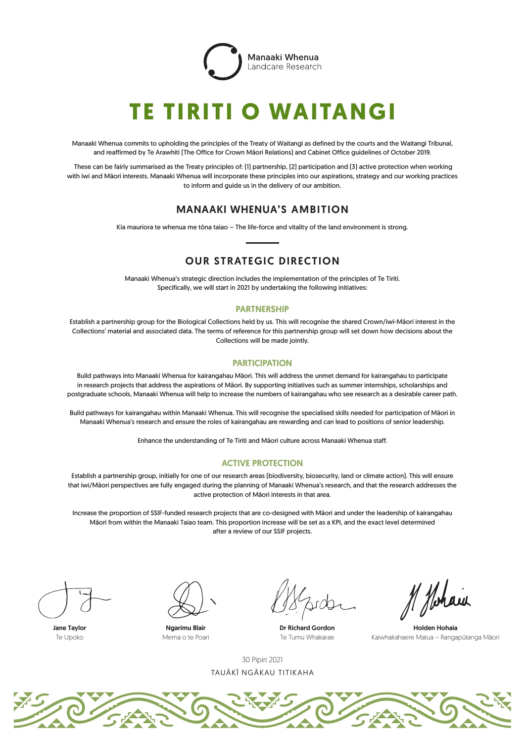Manaaki Whenua
Landcare Research

# TE TIRITI O WAITANGI

Manaaki Whenua commits to upholding the principles of the Treaty of Waitangi as defined by the courts and the Waitangi Tribunal, and reaffirmed by Te Arawhiti (The Office for Crown Māori Relations) and Cabinet Office guidelines of October 2019.

These can be fairly summarised as the Treaty principles of: (1) partnership, (2) participation and (3) active protection when working with iwi and Māori interests. Manaaki Whenua will incorporate these principles into our aspirations, strategy and our working practices to inform and guide us in the delivery of our ambition.

## MANAAKI WHENUA'S AMBITION

Kia mauriora te whenua me tōna taiao – The life-force and vitality of the land environment is strong.

## OUR STRATEGIC DIRECTION

Manaaki Whenua's strategic direction includes the implementation of the principles of Te Tiriti. Specifically, we will start in 2021 by undertaking the following initiatives:

### PARTNERSHIP

Establish a partnership group for the Biological Collections held by us. This will recognise the shared Crown/iwi-Māori interest in the Collections' material and associated data. The terms of reference for this partnership group will set down how decisions about the Collections will be made jointly.

### PARTICIPATION

Build pathways into Manaaki Whenua for kairangahau Māori. This will address the unmet demand for kairangahau to participate in research projects that address the aspirations of Māori. By supporting initiatives such as summer internships, scholarships and postgraduate schools, Manaaki Whenua will help to increase the numbers of kairangahau who see research as a desirable career path.

Build pathways for kairangahau within Manaaki Whenua. This will recognise the specialised skills needed for participation of Māori in Manaaki Whenua's research and ensure the roles of kairangahau are rewarding and can lead to positions of senior leadership.

Enhance the understanding of Te Tiriti and Māori culture across Manaaki Whenua staff.

### ACTIVE PROTECTION

Establish a partnership group, initially for one of our research areas (biodiversity, biosecurity, land or climate action). This will ensure that iwi/Māori perspectives are fully engaged during the planning of Manaaki Whenua's research, and that the research addresses the active protection of Māori interests in that area.

Increase the proportion of SSIF-funded research projects that are co-designed with Māori and under the leadership of kairangahau Māori from within the Manaaki Taiao team. This proportion increase will be set as a KPI, and the exact level determined after a review of our SSIF projects.

**Jane Taylor**
Te Upoko

**Ngarimu Blair**
Mema o te Poari

**Dr Richard Gordon**
Te Tumu Whakarae

**Holden Hohaia**
Kaiwhakahaere Matua – Rangapūtanga Māori

30 Pipiri 2021

TAUĀKĪ NGĀKAU TITIKAHA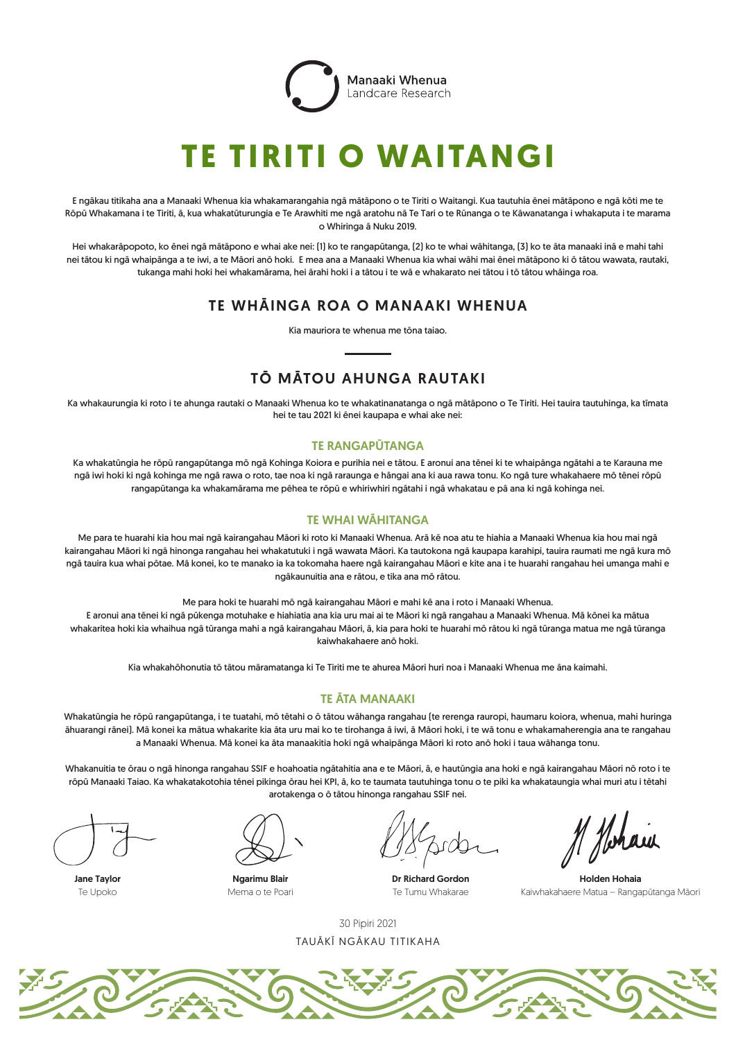Manaaki Whenua
Landcare Research

# TE TIRITI O WAITANGI

E ngākau titikaha ana a Manaaki Whenua kia whakamarangahia ngā mātāpono o te Tiriti o Waitangi. Kua tautuhia ēnei mātāpono e ngā kōti me te Rōpū Whakamana i te Tiriti, ā, kua whakatūturungia e Te Arawhiti me ngā aratohu nā Te Tari o te Rūnanga o te Kāwanatanga i whakaputa i te marama o Whiringa ā Nuku 2019.

Hei whakarāpopoto, ko ēnei ngā mātāpono e whai ake nei: (1) ko te rangapūtanga, (2) ko te whai wāhitanga, (3) ko te āta manaaki inā e mahi tahi nei tātou ki ngā whaipānga a te iwi, a te Māori anō hoki. E mea ana a Manaaki Whenua kia whai wāhi mai ēnei mātāpono ki ō tātou wawata, rautaki, tukanga mahi hoki hei whakamārama, hei ārahi hoki i a tātou i te wā e whakarato nei tātou i tō tātou whāinga roa.

## TE WHĀINGA ROA O MANAAKI WHENUA

Kia mauriora te whenua me tōna taiao.

## TŌ MĀTOU AHUNGA RAUTAKI

Ka whakaurungia ki roto i te ahunga rautaki o Manaaki Whenua ko te whakatinanatanga o ngā mātāpono o Te Tiriti. Hei tauira tautuhinga, ka tīmata hei te tau 2021 ki ēnei kaupapa e whai ake nei:

### TE RANGAPŪTANGA

Ka whakatūngia he rōpū rangapūtanga mō ngā Kohinga Koiora e purihia nei e tātou. E aronui ana tēnei ki te whaipānga ngātahi a te Karauna me ngā iwi hoki ki ngā kohinga me ngā rawa o roto, tae noa ki ngā raraunga e hāngai ana ki aua rawa tonu. Ko ngā ture whakahaere mō tēnei rōpū rangapūtanga ka whakamārama me pēhea te rōpū e whiriwhiri ngātahi i ngā whakatau e pā ana ki ngā kohinga nei.

### TE WHAI WĀHITANGA

Me para te huarahi kia hou mai ngā kairangahau Māori ki roto ki Manaaki Whenua. Arā kē noa atu te hiahia a Manaaki Whenua kia hou mai ngā kairangahau Māori ki ngā hinonga rangahau hei whakatutuki i ngā wawata Māori. Ka tautokona ngā kaupapa karahipi, tauira raumati me ngā kura mō ngā tauira kua whai pōtae. Mā konei, ko te manako ia ka tokomaha haere ngā kairangahau Māori e kite ana i te huarahi rangahau hei umanga mahi e ngākaunuitia ana e rātou, e tika ana mō rātou.

Me para hoki te huarahi mō ngā kairangahau Māori e mahi kē ana i roto i Manaaki Whenua.
E aronui ana tēnei ki ngā pūkenga motuhake e hiahiatia ana kia uru mai ai te Māori ki ngā rangahau a Manaaki Whenua. Mā kōnei ka mātua whakaritea hoki kia whaihua ngā tūranga mahi a ngā kairangahau Māori, ā, kia para hoki te huarahi mō rātou ki ngā tūranga matua me ngā tūranga kaiwhakahaere anō hoki.

Kia whakahōhonutia tō tātou māramatanga ki Te Tiriti me te ahurea Māori huri noa i Manaaki Whenua me āna kaimahi.

### TE ĀTA MANAAKI

Whakatūngia he rōpū rangapūtanga, i te tuatahi, mō tētahi o ō tātou wāhanga rangahau (te rerenga rauropi, haumaru koiora, whenua, mahi huringa āhuarangi rānei). Mā konei ka mātua whakarite kia āta uru mai ko te tirohanga ā iwi, ā Māori hoki, i te wā tonu e whakamaherengia ana te rangahau a Manaaki Whenua. Mā konei ka āta manaakitia hoki ngā whaipānga Māori ki roto anō hoki i taua wāhanga tonu.

Whakanuitia te ōrau o ngā hinonga rangahau SSIF e hoahoatia ngātahitia ana e te Māori, ā, e hautūngia ana hoki e ngā kairangahau Māori nō roto i te rōpū Manaaki Taiao. Ka whakatakotohia tēnei pikinga ōrau hei KPI, ā, ko te taumata tautuhinga tonu o te piki ka whakataungia whai muri atu i tētahi arotakenga o ō tātou hinonga rangahau SSIF nei.

**Jane Taylor**
Te Upoko

**Ngarimu Blair**
Mema o te Poari

**Dr Richard Gordon**
Te Tumu Whakarae

**Holden Hohaia**
Kaiwhakahaere Matua – Rangapūtanga Māori

30 Pipiri 2021

TAUĀKĪ NGĀKAU TITIKAHA